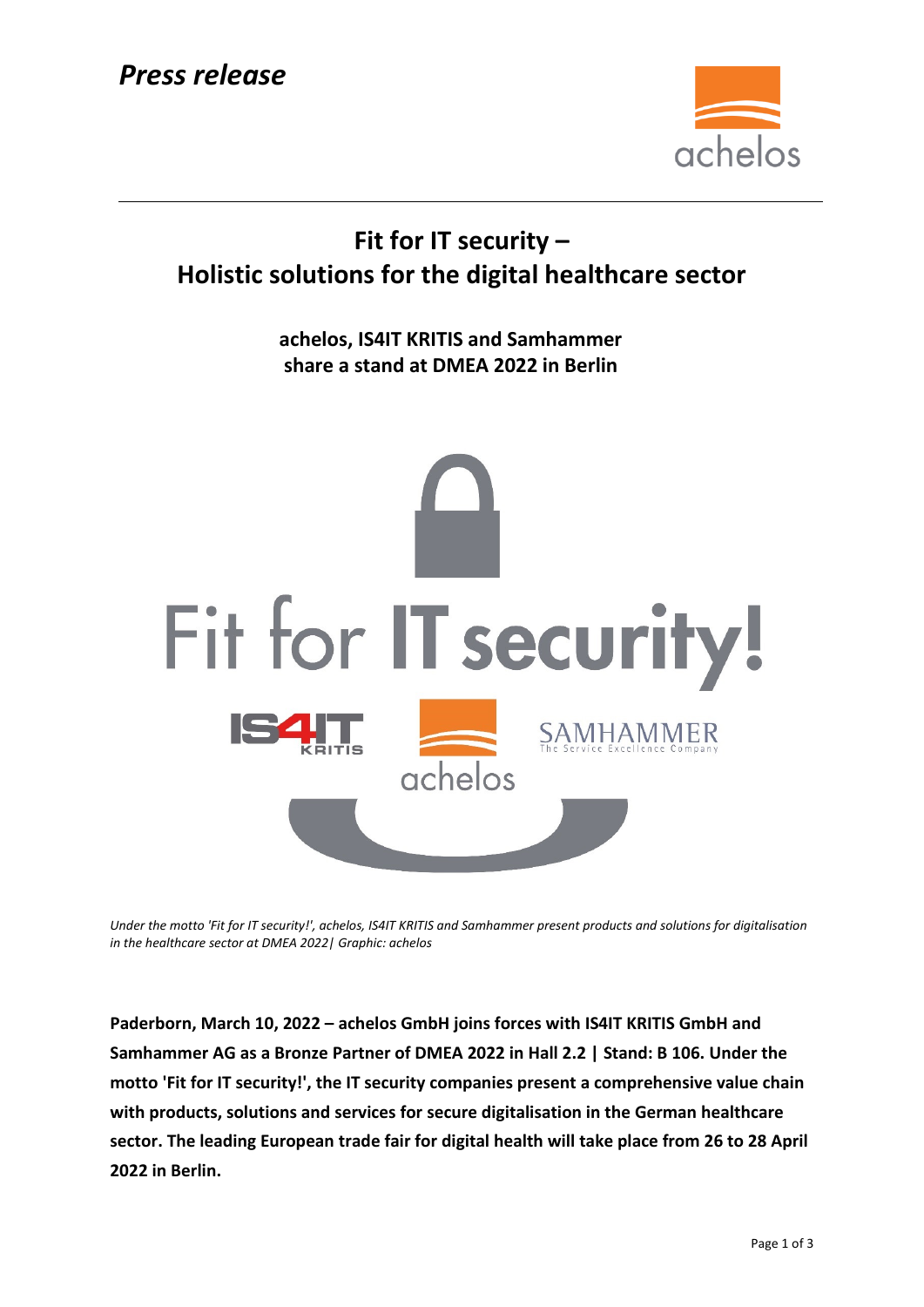*Press release*

# Fit for IT security – Holistic solutions for the digital healthcare sector

## achelos, IS4IT KRITIS and Samhammer share a stand at DMEA 2022 in Berlin

*Under the motto 'Fit for IT security!', achelos, IS4IT KRITIS and Samhammer present products and solutions for digitalisation in the healthcare sector at DMEA 2022| Graphic: achelos*

**Paderborn, March 10, 2022 – achelos GmbH joins forces with IS4IT KRITIS GmbH and Samhammer AG as a Bronze Partner of DMEA 2022 in Hall 2.2 | Stand: B 106. Under the motto 'Fit for IT security!', the IT security companies present a comprehensive value chain with products, solutions and services for secure digitalisation in the German healthcare sector. The leading European trade fair for digital health will take place from 26 to 28 April 2022 in Berlin.**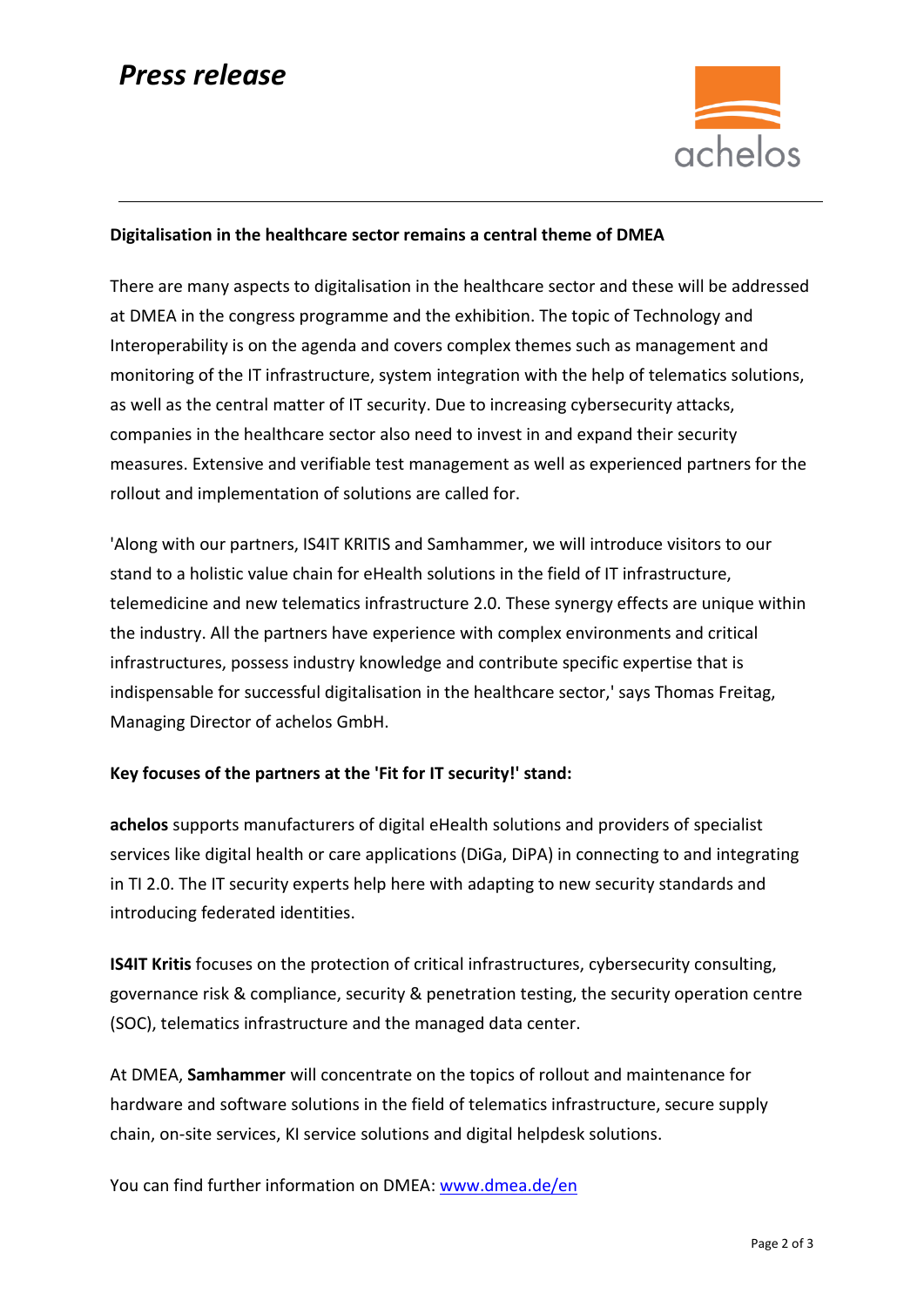**Digitalisation in the healthcare sector remains a central theme of DMEA**

There are many aspects to digitalisation in the healthcare sector and these will be addressed at DMEA in the congress programme and the exhibition. The topic of Technology and Interoperability is on the agenda and covers complex themes such as management and monitoring of the IT infrastructure, system integration with the help of telematics solutions, as well as the central matter of IT security. Due to increasing cybersecurity attacks, companies in the healthcare sector also need to invest in and expand their security measures. Extensive and verifiable test management as well as experienced partners for the rollout and implementation of solutions are called for.

'Along with our partners, IS4IT KRITIS and Samhammer, we will introduce visitors to our stand to a holistic value chain for eHealth solutions in the field of IT infrastructure, telemedicine and new telematics infrastructure 2.0. These synergy effects are unique within the industry. All the partners have experience with complex environments and critical infrastructures, possess industry knowledge and contribute specific expertise that is indispensable for successful digitalisation in the healthcare sector,' says Thomas Freitag, Managing Director of achelos GmbH.

**Key focuses of the partners at the 'Fit for IT security!' stand:**

**achelos** supports manufacturers of digital eHealth solutions and providers of specialist services like digital health or care applications (DiGa, DiPA) in connecting to and integrating in TI 2.0. The IT security experts help here with adapting to new security standards and introducing federated identities.

**IS4IT Kritis** focuses on the protection of critical infrastructures, cybersecurity consulting, governance risk & compliance, security & penetration testing, the security operation centre (SOC), telematics infrastructure and the managed data center.

At DMEA, **Samhammer** will concentrate on the topics of rollout and maintenance for hardware and software solutions in the field of telematics infrastructure, secure supply chain, on-site services, KI service solutions and digital helpdesk solutions.

You can find further information on DMEA: [www.dmea.de/en](http://www.dmea.de/en)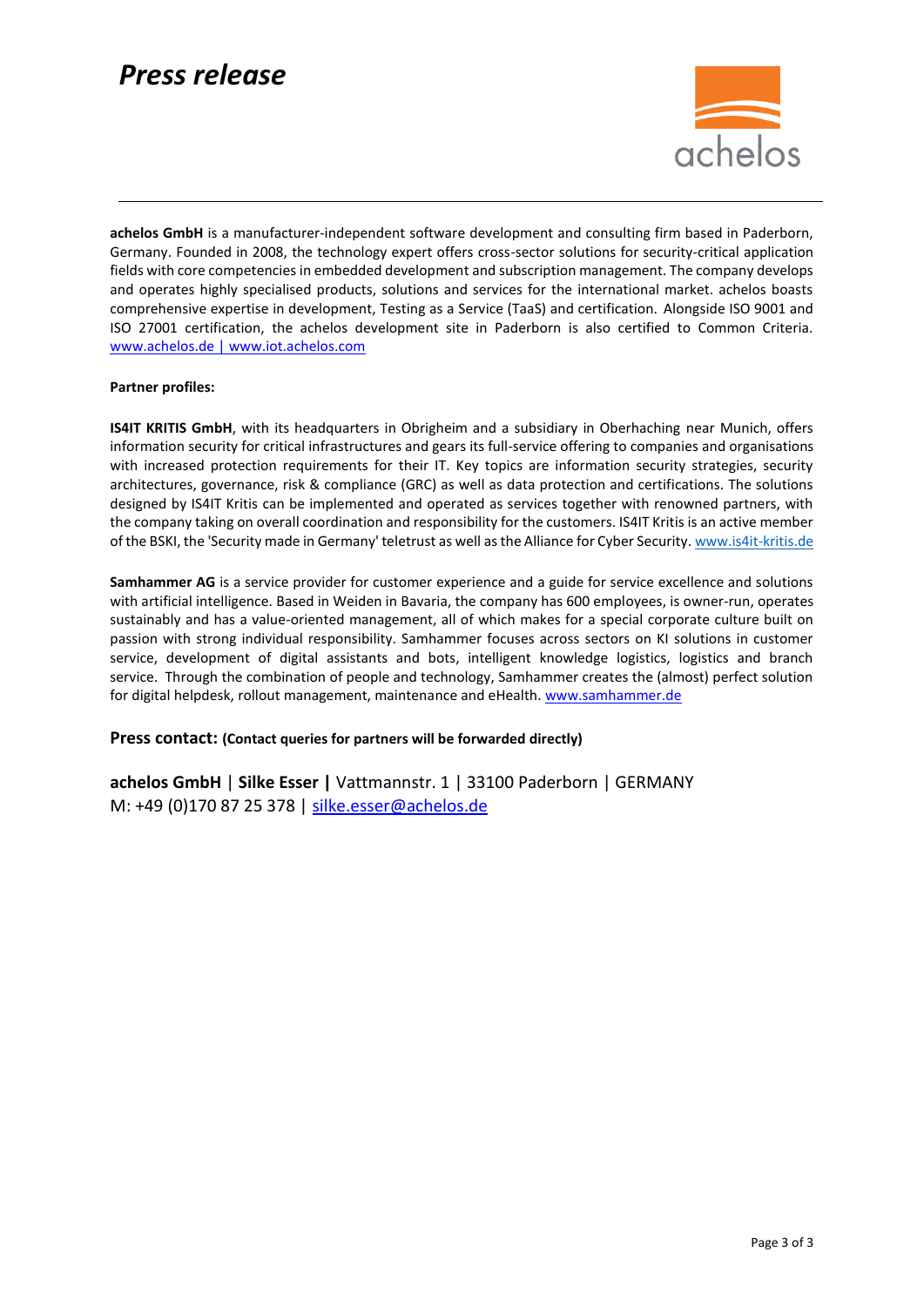# *Press release*

**achelos GmbH** is a manufacturer-independent software development and consulting firm based in Paderborn, Germany. Founded in 2008, the technology expert offers cross-sector solutions for security-critical application fields with core competencies in embedded development and subscription management. The company develops and operates highly specialised products, solutions and services for the international market. achelos boasts comprehensive expertise in development, Testing as a Service (TaaS) and certification. Alongside ISO 9001 and ISO 27001 certification, the achelos development site in Paderborn is also certified to Common Criteria. www.achelos.de | www.iot.achelos.com

**Partner profiles:**

**IS4IT KRITIS GmbH**, with its headquarters in Obrigheim and a subsidiary in Oberhaching near Munich, offers information security for critical infrastructures and gears its full-service offering to companies and organisations with increased protection requirements for their IT. Key topics are information security strategies, security architectures, governance, risk & compliance (GRC) as well as data protection and certifications. The solutions designed by IS4IT Kritis can be implemented and operated as services together with renowned partners, with the company taking on overall coordination and responsibility for the customers. IS4IT Kritis is an active member of the BSKI, the 'Security made in Germany' teletrust as well as the Alliance for Cyber Security. www.is4it-kritis.de

**Samhammer AG** is a service provider for customer experience and a guide for service excellence and solutions with artificial intelligence. Based in Weiden in Bavaria, the company has 600 employees, is owner-run, operates sustainably and has a value-oriented management, all of which makes for a special corporate culture built on passion with strong individual responsibility. Samhammer focuses across sectors on KI solutions in customer service, development of digital assistants and bots, intelligent knowledge logistics, logistics and branch service. Through the combination of people and technology, Samhammer creates the (almost) perfect solution for digital helpdesk, rollout management, maintenance and eHealth. www.samhammer.de

**Press contact: (Contact queries for partners will be forwarded directly)**

**achelos GmbH** | **Silke Esser |** Vattmannstr. 1 | 33100 Paderborn | GERMANY
M: +49 (0)170 87 25 378 | silke.esser@achelos.de